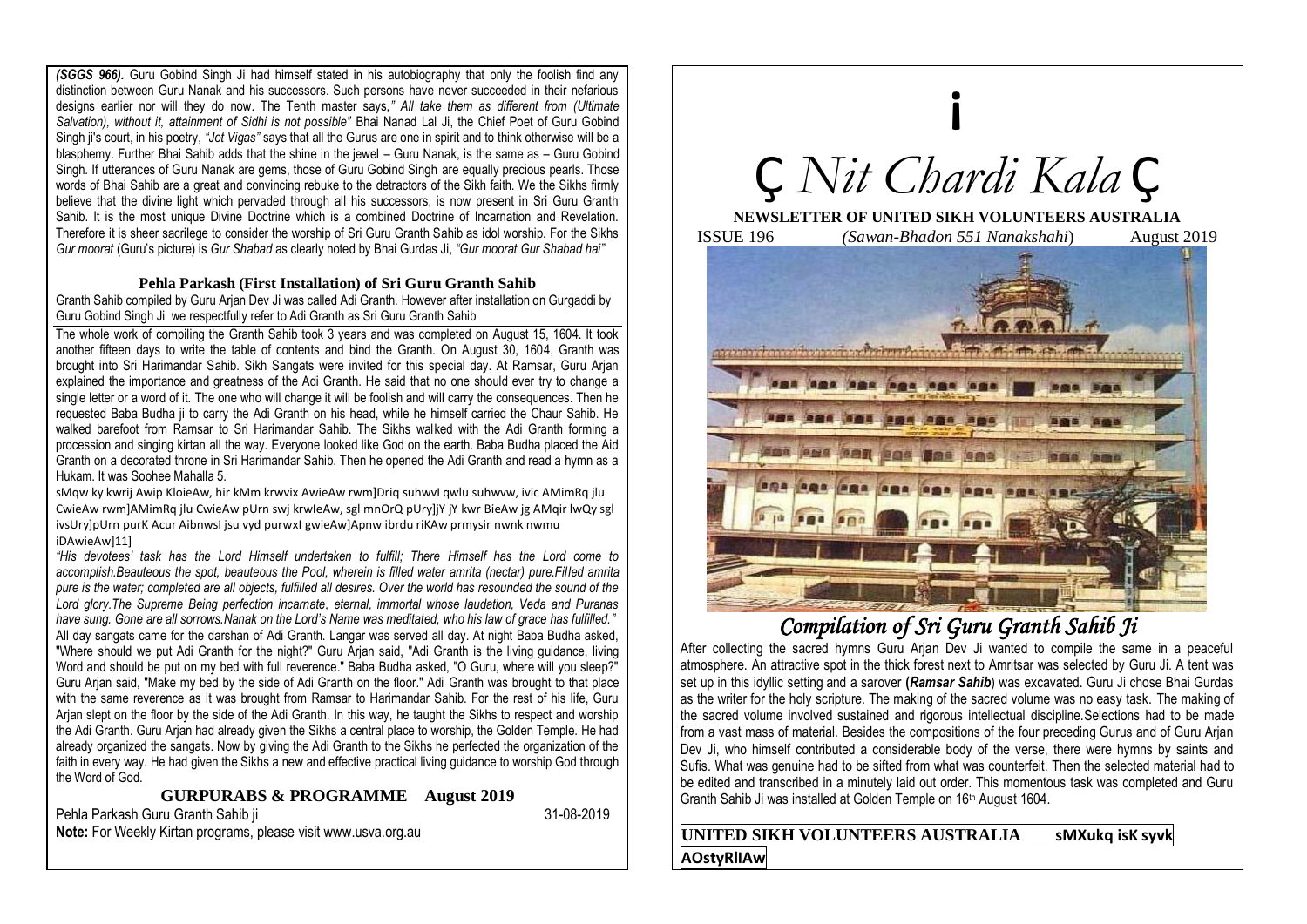*(SGGS 966).* Guru Gobind Singh Ji had himself stated in his autobiography that only the foolish find any distinction between Guru Nanak and his successors. Such persons have never succeeded in their nefarious designs earlier nor will they do now. The Tenth master says,*" All take them as different from (Ultimate Salvation), without it, attainment of Sidhi is not possible"* Bhai Nanad Lal Ji, the Chief Poet of Guru Gobind Singh ji's court, in his poetry, *"Jot Vigas"* says that all the Gurus are one in spirit and to think otherwise will be a blasphemy. Further Bhai Sahib adds that the shine in the jewel – Guru Nanak, is the same as – Guru Gobind Singh. If utterances of Guru Nanak are gems, those of Guru Gobind Singh are equally precious pearls. Those words of Bhai Sahib are a great and convincing rebuke to the detractors of the Sikh faith. We the Sikhs firmly believe that the divine light which pervaded through all his successors, is now present in Sri Guru Granth Sahib. It is the most unique Divine Doctrine which is a combined Doctrine of Incarnation and Revelation. Therefore it is sheer sacrilege to consider the worship of Sri Guru Granth Sahib as idol worship. For the Sikhs *Gur moorat* (Guru's picture) is *Gur Shabad* as clearly noted by Bhai Gurdas Ji, *"Gur moorat Gur Shabad hai"*

### Pehla Parkash (First Installation) of Sri Guru Granth Sahib

Granth Sahib compiled by Guru Arjan Dev Ji was called Adi Granth. However after installation on Gurgaddi by Guru Gobind Singh Ji we respectfully refer to Adi Granth as Sri Guru Granth Sahib

The whole work of compiling the Granth Sahib took 3 years and was completed on August 15, 1604. It took another fifteen days to write the table of contents and bind the Granth. On August 30, 1604, Granth was brought into Sri Harimandar Sahib. Sikh Sangats were invited for this special day. At Ramsar, Guru Arjan explained the importance and greatness of the Adi Granth. He said that no one should ever try to change a single letter or a word of it. The one who will change it will be foolish and will carry the consequences. Then he requested Baba Budha ji to carry the Adi Granth on his head, while he himself carried the Chaur Sahib. He walked barefoot from Ramsar to Sri Harimandar Sahib. The Sikhs walked with the Adi Granth forming a procession and singing kirtan all the way. Everyone looked like God on the earth. Baba Budha placed the Aid Granth on a decorated throne in Sri Harimandar Sahib. Then he opened the Adi Granth and read a hymn as a Hukam. It was Soohee Mahalla 5.

sMqw ky kwrij Awip KloieAw, hir kMm krwvix AwieAw rwm]Driq suhwvI qwlu suhwvw, ivic AMimRq jlu CwieAw rwm]AMimRq jlu CwieAw pUrn swj krwieAw, sgl mnOrQ pUry]jY jY kwr BieAw jg AMqir lwQy sgl ivsUry]pUrn purK Acur AibnwsI jsu vyd purwxI gwieAw]Apnw ibrdu riKAw prmysir nwnk nwmu iDAwieAw]1]

*"His devotees' task has the Lord Himself undertaken to fulfill; There Himself has the Lord come to accomplish.Beauteous the spot, beauteous the Pool, wherein is filled water amrita (nectar) pure.Filled amrita pure is the water; completed are all objects, fulfilled all desires. Over the world has resounded the sound of the Lord glory.The Supreme Being perfection incarnate, eternal, immortal whose laudation, Veda and Puranas have sung. Gone are all sorrows.Nanak on the Lord's Name was meditated, who his law of grace has fulfilled."*

All day sangats came for the darshan of Adi Granth. Langar was served all day. At night Baba Budha asked, "Where should we put Adi Granth for the night?" Guru Arjan said, "Adi Granth is the living guidance, living Word and should be put on my bed with full reverence." Baba Budha asked, "O Guru, where will you sleep?" Guru Arjan said, "Make my bed by the side of Adi Granth on the floor." Adi Granth was brought to that place with the same reverence as it was brought from Ramsar to Harimandar Sahib. For the rest of his life, Guru Arjan slept on the floor by the side of the Adi Granth. In this way, he taught the Sikhs to respect and worship the Adi Granth. Guru Arjan had already given the Sikhs a central place to worship, the Golden Temple. He had already organized the sangats. Now by giving the Adi Granth to the Sikhs he perfected the organization of the faith in every way. He had given the Sikhs a new and effective practical living guidance to worship God through the Word of God.

### GURPURABS & PROGRAMME August 2019

| | |
|---|---|
| Pehla Parkash Guru Granth Sahib ji | 31-08-2019 |

**Note:** For Weekly Kirtan programs, please visit www.usva.org.au

# ੴ Nit Chardi Kala ੴ

**NEWSLETTER OF UNITED SIKH VOLUNTEERS AUSTRALIA**

ISSUE 196 *(Sawan-Bhadon 551 Nanakshahi)* August 2019

## *Compilation of Sri Guru Granth Sahib Ji*

After collecting the sacred hymns Guru Arjan Dev Ji wanted to compile the same in a peaceful atmosphere. An attractive spot in the thick forest next to Amritsar was selected by Guru Ji. A tent was set up in this idyllic setting and a sarover **(*Ramsar Sahib*)** was excavated. Guru Ji chose Bhai Gurdas as the writer for the holy scripture. The making of the sacred volume was no easy task. The making of the sacred volume involved sustained and rigorous intellectual discipline.Selections had to be made from a vast mass of material. Besides the compositions of the four preceding Gurus and of Guru Arjan Dev Ji, who himself contributed a considerable body of the verse, there were hymns by saints and Sufis. What was genuine had to be sifted from what was counterfeit. Then the selected material had to be edited and transcribed in a minutely laid out order. This momentous task was completed and Guru Granth Sahib Ji was installed at Golden Temple on 16th August 1604.

**UNITED SIKH VOLUNTEERS AUSTRALIA sMXukq isK syvk AOstyRlIAw**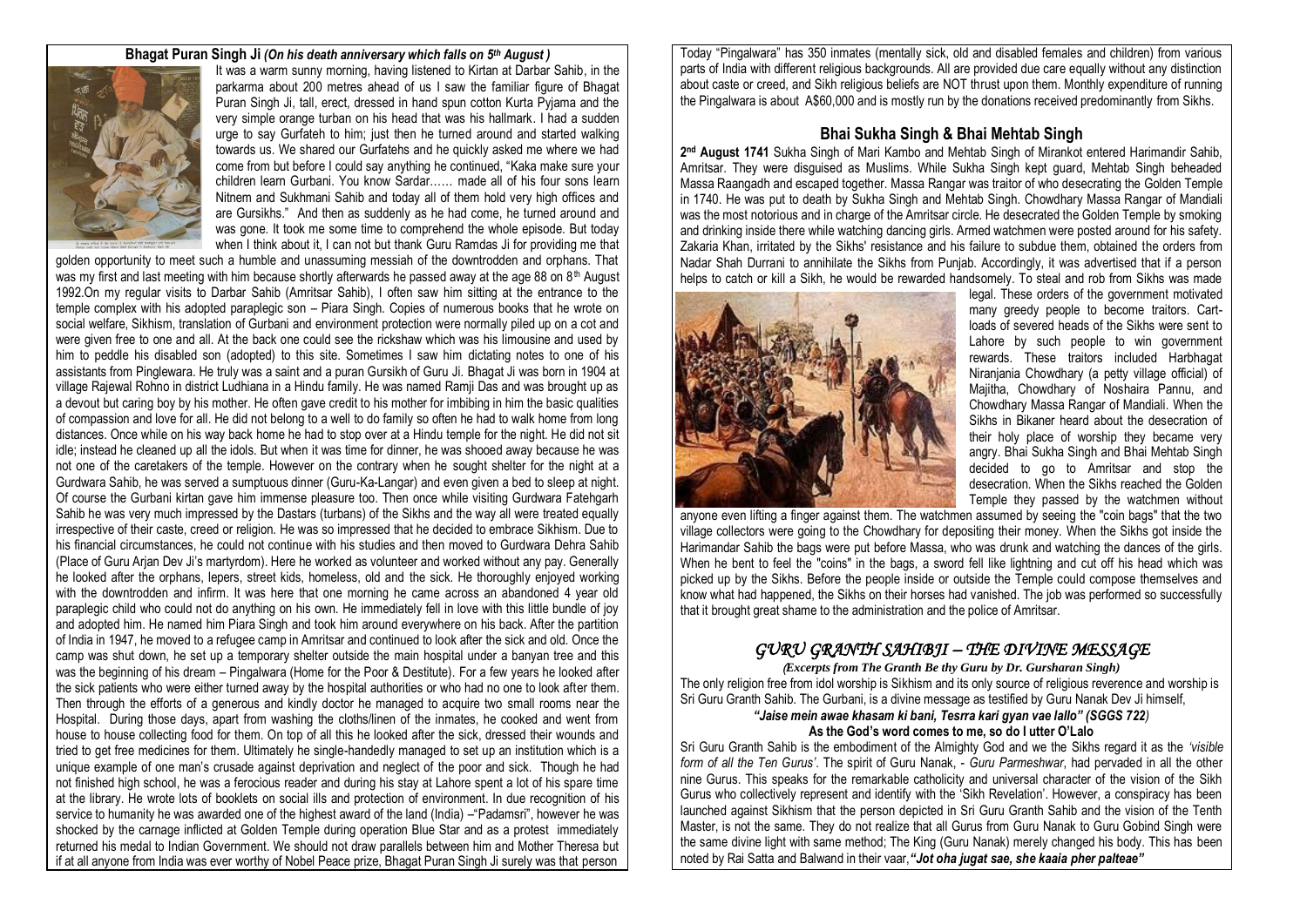**Bhagat Puran Singh Ji** *(On his death anniversary which falls on 5th August )*

It was a warm sunny morning, having listened to Kirtan at Darbar Sahib, in the parkarma about 200 metres ahead of us I saw the familiar figure of Bhagat Puran Singh Ji, tall, erect, dressed in hand spun cotton Kurta Pyjama and the very simple orange turban on his head that was his hallmark. I had a sudden urge to say Gurfateh to him; just then he turned around and started walking towards us. We shared our Gurfatehs and he quickly asked me where we had come from but before I could say anything he continued, "Kaka make sure your children learn Gurbani. You know Sardar…… made all of his four sons learn Nitnem and Sukhmani Sahib and today all of them hold very high offices and are Gursikhs." And then as suddenly as he had come, he turned around and was gone. It took me some time to comprehend the whole episode. But today when I think about it, I can not but thank Guru Ramdas Ji for providing me that golden opportunity to meet such a humble and unassuming messiah of the downtrodden and orphans. That was my first and last meeting with him because shortly afterwards he passed away at the age 88 on 8th August 1992.On my regular visits to Darbar Sahib (Amritsar Sahib), I often saw him sitting at the entrance to the temple complex with his adopted paraplegic son – Piara Singh. Copies of numerous books that he wrote on social welfare, Sikhism, translation of Gurbani and environment protection were normally piled up on a cot and were given free to one and all. At the back one could see the rickshaw which was his limousine and used by him to peddle his disabled son (adopted) to this site. Sometimes I saw him dictating notes to one of his assistants from Pinglewara. He truly was a saint and a puran Gursikh of Guru Ji. Bhagat Ji was born in 1904 at village Rajewal Rohno in district Ludhiana in a Hindu family. He was named Ramji Das and was brought up as a devout but caring boy by his mother. He often gave credit to his mother for imbibing in him the basic qualities of compassion and love for all. He did not belong to a well to do family so often he had to walk home from long distances. Once while on his way back home he had to stop over at a Hindu temple for the night. He did not sit idle; instead he cleaned up all the idols. But when it was time for dinner, he was shooed away because he was not one of the caretakers of the temple. However on the contrary when he sought shelter for the night at a Gurdwara Sahib, he was served a sumptuous dinner (Guru-Ka-Langar) and even given a bed to sleep at night. Of course the Gurbani kirtan gave him immense pleasure too. Then once while visiting Gurdwara Fatehgarh Sahib he was very much impressed by the Dastars (turbans) of the Sikhs and the way all were treated equally irrespective of their caste, creed or religion. He was so impressed that he decided to embrace Sikhism. Due to his financial circumstances, he could not continue with his studies and then moved to Gurdwara Dehra Sahib (Place of Guru Arjan Dev Ji's martyrdom). Here he worked as volunteer and worked without any pay. Generally he looked after the orphans, lepers, street kids, homeless, old and the sick. He thoroughly enjoyed working with the downtrodden and infirm. It was here that one morning he came across an abandoned 4 year old paraplegic child who could not do anything on his own. He immediately fell in love with this little bundle of joy and adopted him. He named him Piara Singh and took him around everywhere on his back. After the partition of India in 1947, he moved to a refugee camp in Amritsar and continued to look after the sick and old. Once the camp was shut down, he set up a temporary shelter outside the main hospital under a banyan tree and this was the beginning of his dream – Pingalwara (Home for the Poor & Destitute). For a few years he looked after the sick patients who were either turned away by the hospital authorities or who had no one to look after them. Then through the efforts of a generous and kindly doctor he managed to acquire two small rooms near the Hospital. During those days, apart from washing the cloths/linen of the inmates, he cooked and went from house to house collecting food for them. On top of all this he looked after the sick, dressed their wounds and tried to get free medicines for them. Ultimately he single-handedly managed to set up an institution which is a unique example of one man's crusade against deprivation and neglect of the poor and sick. Though he had not finished high school, he was a ferocious reader and during his stay at Lahore spent a lot of his spare time at the library. He wrote lots of booklets on social ills and protection of environment. In due recognition of his service to humanity he was awarded one of the highest award of the land (India) –"Padamsri", however he was shocked by the carnage inflicted at Golden Temple during operation Blue Star and as a protest immediately returned his medal to Indian Government. We should not draw parallels between him and Mother Theresa but if at all anyone from India was ever worthy of Nobel Peace prize, Bhagat Puran Singh Ji surely was that person

Today "Pingalwara" has 350 inmates (mentally sick, old and disabled females and children) from various parts of India with different religious backgrounds. All are provided due care equally without any distinction about caste or creed, and Sikh religious beliefs are NOT thrust upon them. Monthly expenditure of running the Pingalwara is about A$60,000 and is mostly run by the donations received predominantly from Sikhs.

## Bhai Sukha Singh & Bhai Mehtab Singh

**2nd August 1741** Sukha Singh of Mari Kambo and Mehtab Singh of Mirankot entered Harimandir Sahib, Amritsar. They were disguised as Muslims. While Sukha Singh kept guard, Mehtab Singh beheaded Massa Raangadh and escaped together. Massa Rangar was traitor of who desecrating the Golden Temple in 1740. He was put to death by Sukha Singh and Mehtab Singh. Chowdhary Massa Rangar of Mandiali was the most notorious and in charge of the Amritsar circle. He desecrated the Golden Temple by smoking and drinking inside there while watching dancing girls. Armed watchmen were posted around for his safety. Zakaria Khan, irritated by the Sikhs' resistance and his failure to subdue them, obtained the orders from Nadar Shah Durrani to annihilate the Sikhs from Punjab. Accordingly, it was advertised that if a person helps to catch or kill a Sikh, he would be rewarded handsomely. To steal and rob from Sikhs was made legal. These orders of the government motivated many greedy people to become traitors. Cart-loads of severed heads of the Sikhs were sent to Lahore by such people to win government rewards. These traitors included Harbhagat Niranjania Chowdhary (a petty village official) of Majitha, Chowdhary of Noshaira Pannu, and Chowdhary Massa Rangar of Mandiali. When the Sikhs in Bikaner heard about the desecration of their holy place of worship they became very angry. Bhai Sukha Singh and Bhai Mehtab Singh decided to go to Amritsar and stop the desecration. When the Sikhs reached the Golden Temple they passed by the watchmen without anyone even lifting a finger against them. The watchmen assumed by seeing the "coin bags" that the two village collectors were going to the Chowdhary for depositing their money. When the Sikhs got inside the Harimandar Sahib the bags were put before Massa, who was drunk and watching the dances of the girls. When he bent to feel the "coins" in the bags, a sword fell like lightning and cut off his head which was picked up by the Sikhs. Before the people inside or outside the Temple could compose themselves and know what had happened, the Sikhs on their horses had vanished. The job was performed so successfully that it brought great shame to the administration and the police of Amritsar.

## *GURU GRANTH SAHIBJI – THE DIVINE MESSAGE*

*(Excerpts from The Granth Be thy Guru by Dr. Gursharan Singh)*

The only religion free from idol worship is Sikhism and its only source of religious reverence and worship is Sri Guru Granth Sahib. The Gurbani, is a divine message as testified by Guru Nanak Dev Ji himself,

***"Jaise mein awae khasam ki bani, Tesrra kari gyan vae lallo" (SGGS 722)***

**As the God's word comes to me, so do I utter O'Lalo**

Sri Guru Granth Sahib is the embodiment of the Almighty God and we the Sikhs regard it as the *'visible form of all the Ten Gurus'*. The spirit of Guru Nanak, - *Guru Parmeshwar*, had pervaded in all the other nine Gurus. This speaks for the remarkable catholicity and universal character of the vision of the Sikh Gurus who collectively represent and identify with the 'Sikh Revelation'. However, a conspiracy has been launched against Sikhism that the person depicted in Sri Guru Granth Sahib and the vision of the Tenth Master, is not the same. They do not realize that all Gurus from Guru Nanak to Guru Gobind Singh were the same divine light with same method; The King (Guru Nanak) merely changed his body. This has been noted by Rai Satta and Balwand in their vaar,***"Jot oha jugat sae, she kaaia pher palteae"***